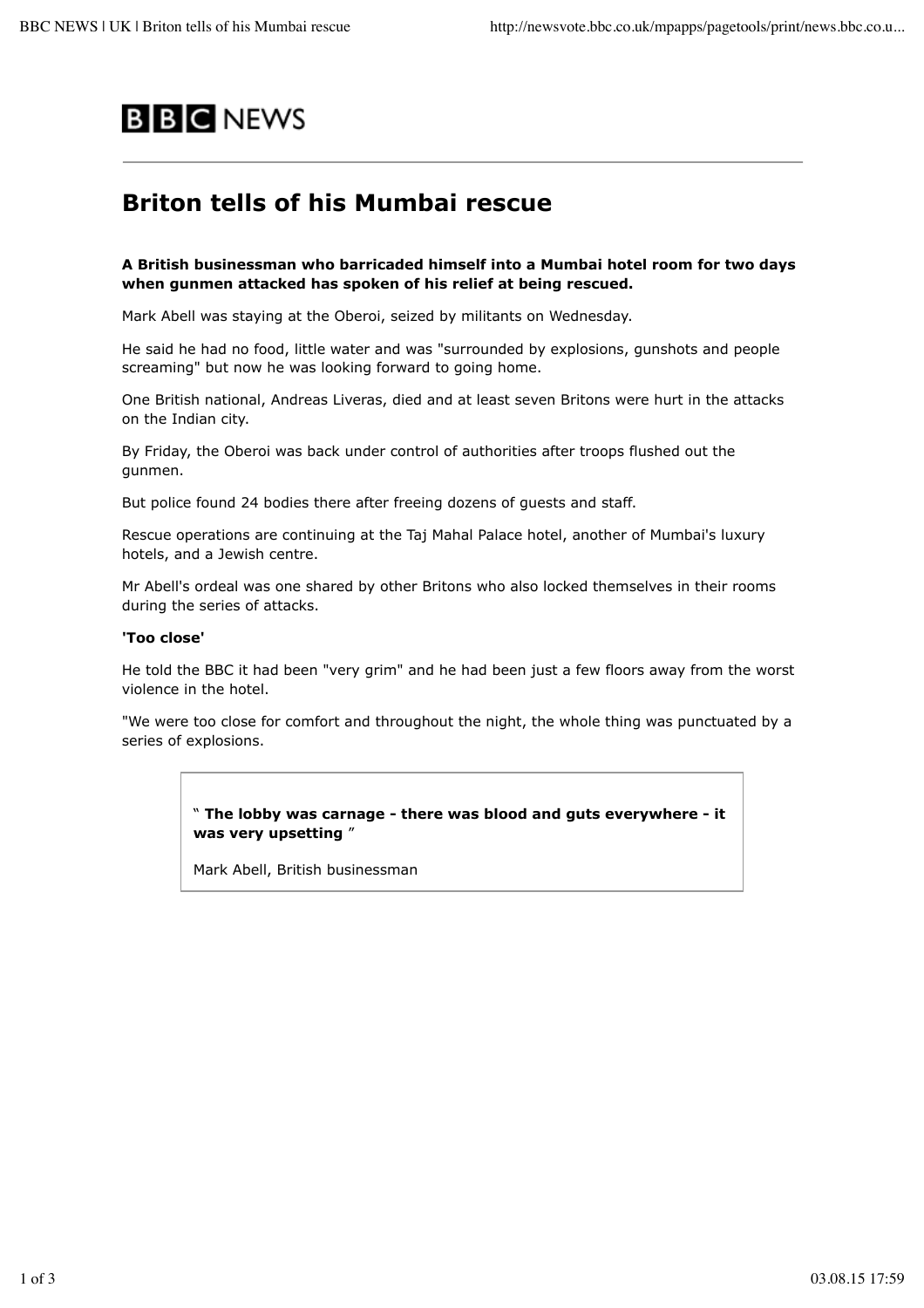BBC NEWS

# Briton tells of his Mumbai rescue

**A British businessman who barricaded himself into a Mumbai hotel room for two days when gunmen attacked has spoken of his relief at being rescued.**

Mark Abell was staying at the Oberoi, seized by militants on Wednesday.

He said he had no food, little water and was "surrounded by explosions, gunshots and people screaming" but now he was looking forward to going home.

One British national, Andreas Liveras, died and at least seven Britons were hurt in the attacks on the Indian city.

By Friday, the Oberoi was back under control of authorities after troops flushed out the gunmen.

But police found 24 bodies there after freeing dozens of guests and staff.

Rescue operations are continuing at the Taj Mahal Palace hotel, another of Mumbai's luxury hotels, and a Jewish centre.

Mr Abell's ordeal was one shared by other Britons who also locked themselves in their rooms during the series of attacks.

**'Too close'**

He told the BBC it had been "very grim" and he had been just a few floors away from the worst violence in the hotel.

"We were too close for comfort and throughout the night, the whole thing was punctuated by a series of explosions.

> " **The lobby was carnage - there was blood and guts everywhere - it was very upsetting** "
>
> Mark Abell, British businessman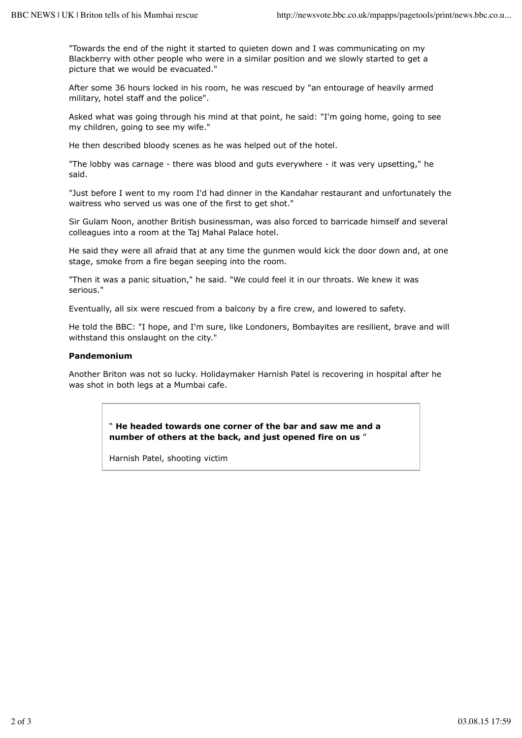"Towards the end of the night it started to quieten down and I was communicating on my Blackberry with other people who were in a similar position and we slowly started to get a picture that we would be evacuated."

After some 36 hours locked in his room, he was rescued by "an entourage of heavily armed military, hotel staff and the police".

Asked what was going through his mind at that point, he said: "I'm going home, going to see my children, going to see my wife."

He then described bloody scenes as he was helped out of the hotel.

"The lobby was carnage - there was blood and guts everywhere - it was very upsetting," he said.

"Just before I went to my room I'd had dinner in the Kandahar restaurant and unfortunately the waitress who served us was one of the first to get shot."

Sir Gulam Noon, another British businessman, was also forced to barricade himself and several colleagues into a room at the Taj Mahal Palace hotel.

He said they were all afraid that at any time the gunmen would kick the door down and, at one stage, smoke from a fire began seeping into the room.

"Then it was a panic situation," he said. "We could feel it in our throats. We knew it was serious."

Eventually, all six were rescued from a balcony by a fire crew, and lowered to safety.

He told the BBC: "I hope, and I'm sure, like Londoners, Bombayites are resilient, brave and will withstand this onslaught on the city."

**Pandemonium**

Another Briton was not so lucky. Holidaymaker Harnish Patel is recovering in hospital after he was shot in both legs at a Mumbai cafe.

> " **He headed towards one corner of the bar and saw me and a number of others at the back, and just opened fire on us** "
>
> Harnish Patel, shooting victim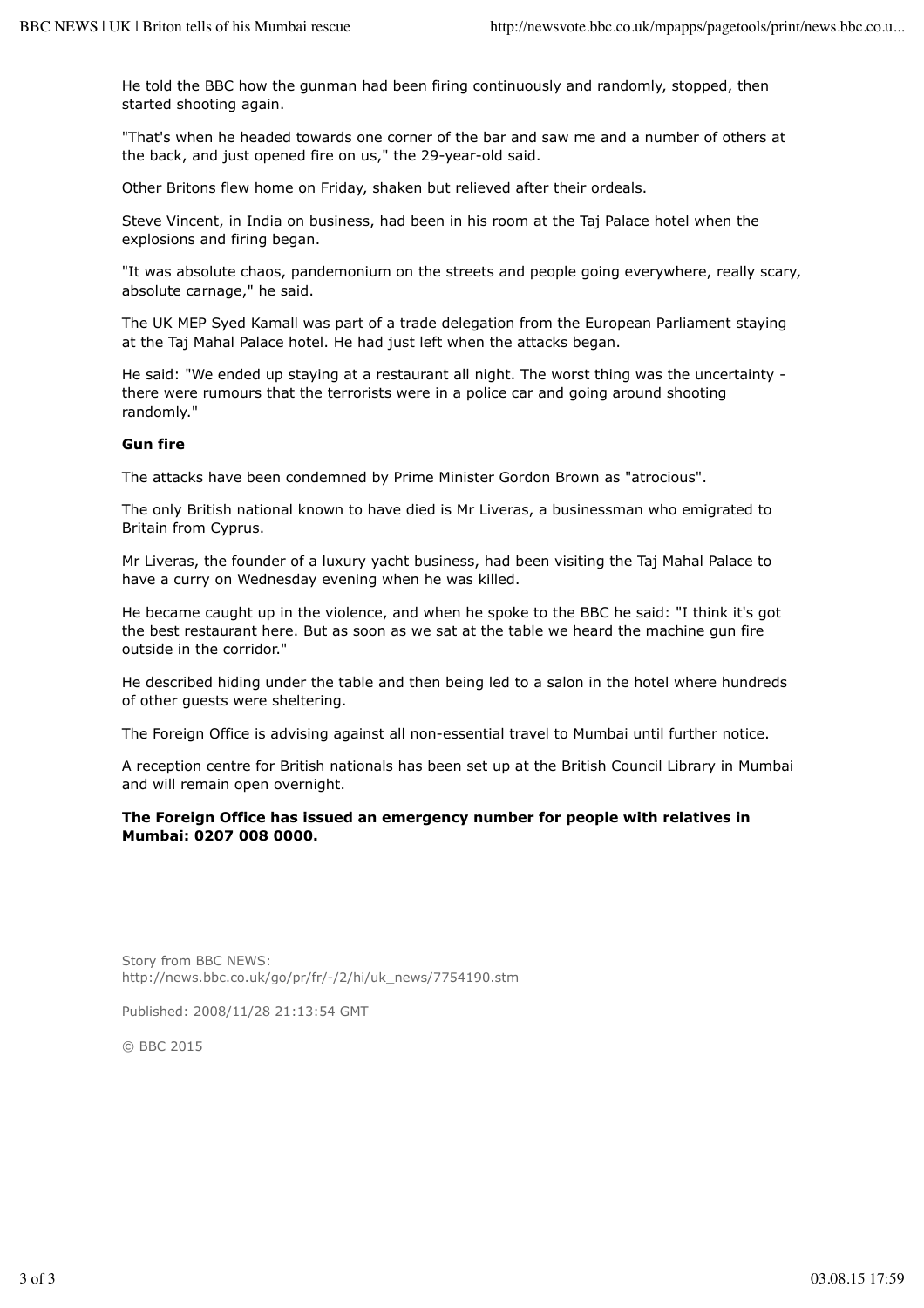He told the BBC how the gunman had been firing continuously and randomly, stopped, then started shooting again.

"That's when he headed towards one corner of the bar and saw me and a number of others at the back, and just opened fire on us," the 29-year-old said.

Other Britons flew home on Friday, shaken but relieved after their ordeals.

Steve Vincent, in India on business, had been in his room at the Taj Palace hotel when the explosions and firing began.

"It was absolute chaos, pandemonium on the streets and people going everywhere, really scary, absolute carnage," he said.

The UK MEP Syed Kamall was part of a trade delegation from the European Parliament staying at the Taj Mahal Palace hotel. He had just left when the attacks began.

He said: "We ended up staying at a restaurant all night. The worst thing was the uncertainty - there were rumours that the terrorists were in a police car and going around shooting randomly."

**Gun fire**

The attacks have been condemned by Prime Minister Gordon Brown as "atrocious".

The only British national known to have died is Mr Liveras, a businessman who emigrated to Britain from Cyprus.

Mr Liveras, the founder of a luxury yacht business, had been visiting the Taj Mahal Palace to have a curry on Wednesday evening when he was killed.

He became caught up in the violence, and when he spoke to the BBC he said: "I think it's got the best restaurant here. But as soon as we sat at the table we heard the machine gun fire outside in the corridor."

He described hiding under the table and then being led to a salon in the hotel where hundreds of other guests were sheltering.

The Foreign Office is advising against all non-essential travel to Mumbai until further notice.

A reception centre for British nationals has been set up at the British Council Library in Mumbai and will remain open overnight.

**The Foreign Office has issued an emergency number for people with relatives in Mumbai: 0207 008 0000.**

Story from BBC NEWS:
http://news.bbc.co.uk/go/pr/fr/-/2/hi/uk_news/7754190.stm

Published: 2008/11/28 21:13:54 GMT

© BBC 2015